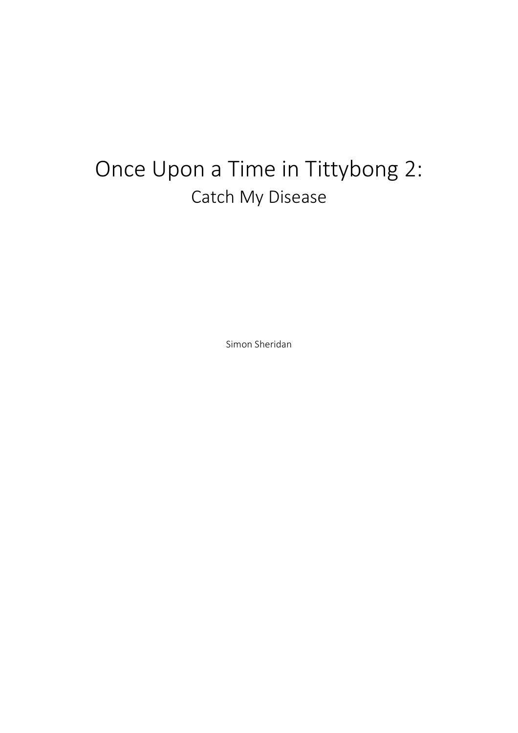# Once Upon a Time in Tittybong 2:

## Catch My Disease

Simon Sheridan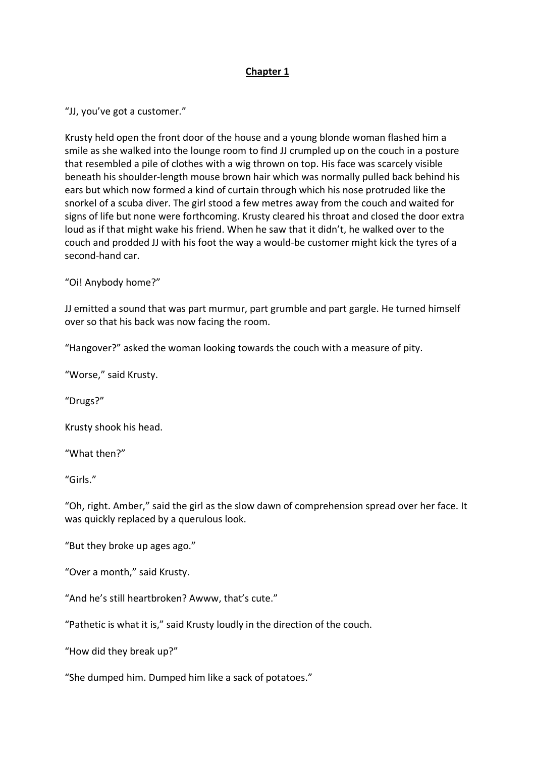# **Chapter 1**

"JJ, you've got a customer."

Krusty held open the front door of the house and a young blonde woman flashed him a smile as she walked into the lounge room to find JJ crumpled up on the couch in a posture that resembled a pile of clothes with a wig thrown on top. His face was scarcely visible beneath his shoulder-length mouse brown hair which was normally pulled back behind his ears but which now formed a kind of curtain through which his nose protruded like the snorkel of a scuba diver. The girl stood a few metres away from the couch and waited for signs of life but none were forthcoming. Krusty cleared his throat and closed the door extra loud as if that might wake his friend. When he saw that it didn't, he walked over to the couch and prodded JJ with his foot the way a would-be customer might kick the tyres of a second-hand car.

"Oi! Anybody home?"

JJ emitted a sound that was part murmur, part grumble and part gargle. He turned himself over so that his back was now facing the room.

"Hangover?" asked the woman looking towards the couch with a measure of pity.

"Worse," said Krusty.

"Drugs?"

Krusty shook his head.

"What then?"

"Girls."

"Oh, right. Amber," said the girl as the slow dawn of comprehension spread over her face. It was quickly replaced by a querulous look.

"But they broke up ages ago."

"Over a month," said Krusty.

"And he's still heartbroken? Awww, that's cute."

"Pathetic is what it is," said Krusty loudly in the direction of the couch.

"How did they break up?"

"She dumped him. Dumped him like a sack of potatoes."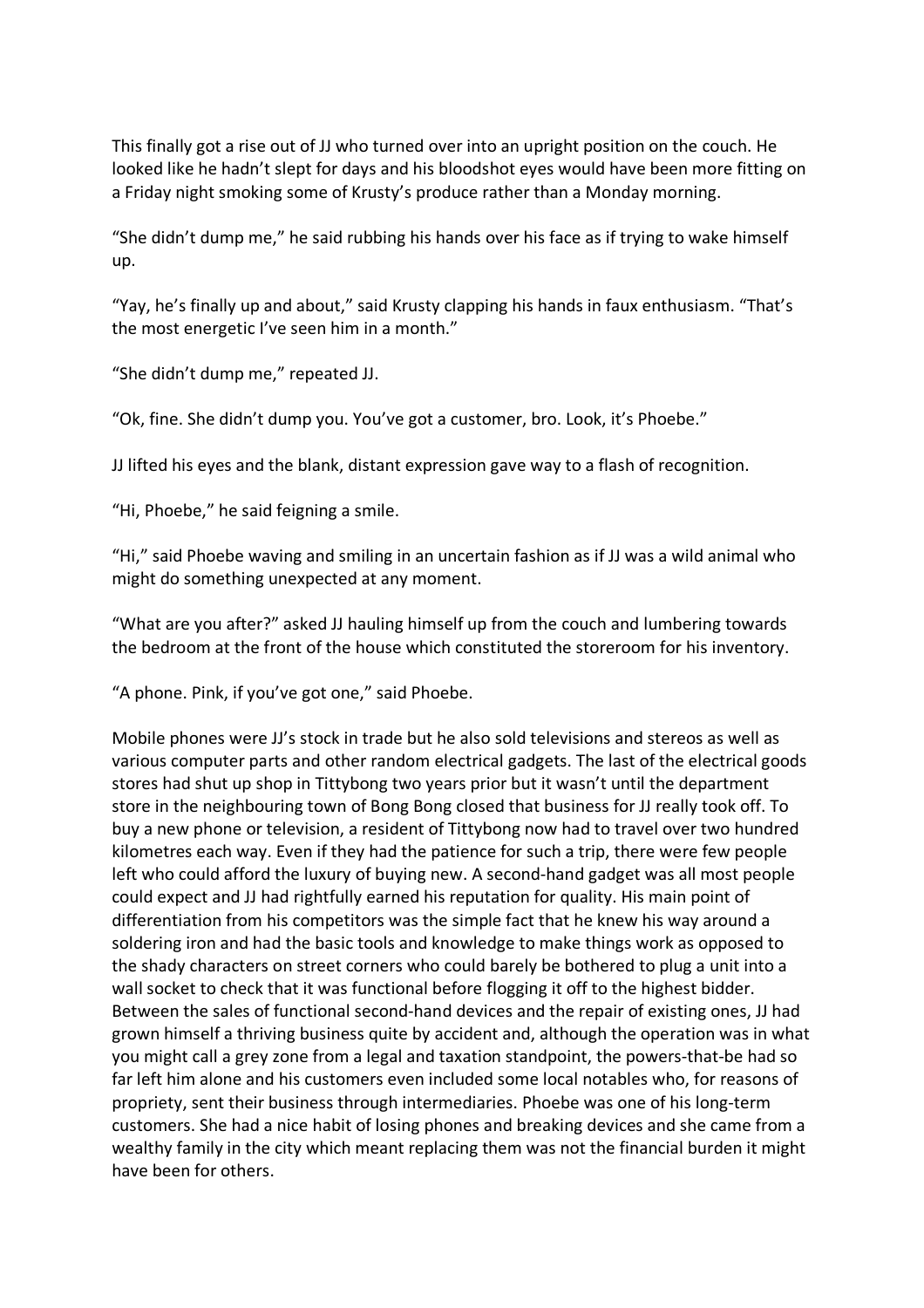This finally got a rise out of JJ who turned over into an upright position on the couch. He looked like he hadn't slept for days and his bloodshot eyes would have been more fitting on a Friday night smoking some of Krusty's produce rather than a Monday morning.

"She didn't dump me," he said rubbing his hands over his face as if trying to wake himself up.

"Yay, he's finally up and about," said Krusty clapping his hands in faux enthusiasm. "That's the most energetic I've seen him in a month."

"She didn't dump me," repeated JJ.

"Ok, fine. She didn't dump you. You've got a customer, bro. Look, it's Phoebe."

JJ lifted his eyes and the blank, distant expression gave way to a flash of recognition.

"Hi, Phoebe," he said feigning a smile.

"Hi," said Phoebe waving and smiling in an uncertain fashion as if JJ was a wild animal who might do something unexpected at any moment.

"What are you after?" asked JJ hauling himself up from the couch and lumbering towards the bedroom at the front of the house which constituted the storeroom for his inventory.

"A phone. Pink, if you've got one," said Phoebe.

Mobile phones were JJ's stock in trade but he also sold televisions and stereos as well as various computer parts and other random electrical gadgets. The last of the electrical goods stores had shut up shop in Tittybong two years prior but it wasn't until the department store in the neighbouring town of Bong Bong closed that business for JJ really took off. To buy a new phone or television, a resident of Tittybong now had to travel over two hundred kilometres each way. Even if they had the patience for such a trip, there were few people left who could afford the luxury of buying new. A second-hand gadget was all most people could expect and JJ had rightfully earned his reputation for quality. His main point of differentiation from his competitors was the simple fact that he knew his way around a soldering iron and had the basic tools and knowledge to make things work as opposed to the shady characters on street corners who could barely be bothered to plug a unit into a wall socket to check that it was functional before flogging it off to the highest bidder. Between the sales of functional second-hand devices and the repair of existing ones, JJ had grown himself a thriving business quite by accident and, although the operation was in what you might call a grey zone from a legal and taxation standpoint, the powers-that-be had so far left him alone and his customers even included some local notables who, for reasons of propriety, sent their business through intermediaries. Phoebe was one of his long-term customers. She had a nice habit of losing phones and breaking devices and she came from a wealthy family in the city which meant replacing them was not the financial burden it might have been for others.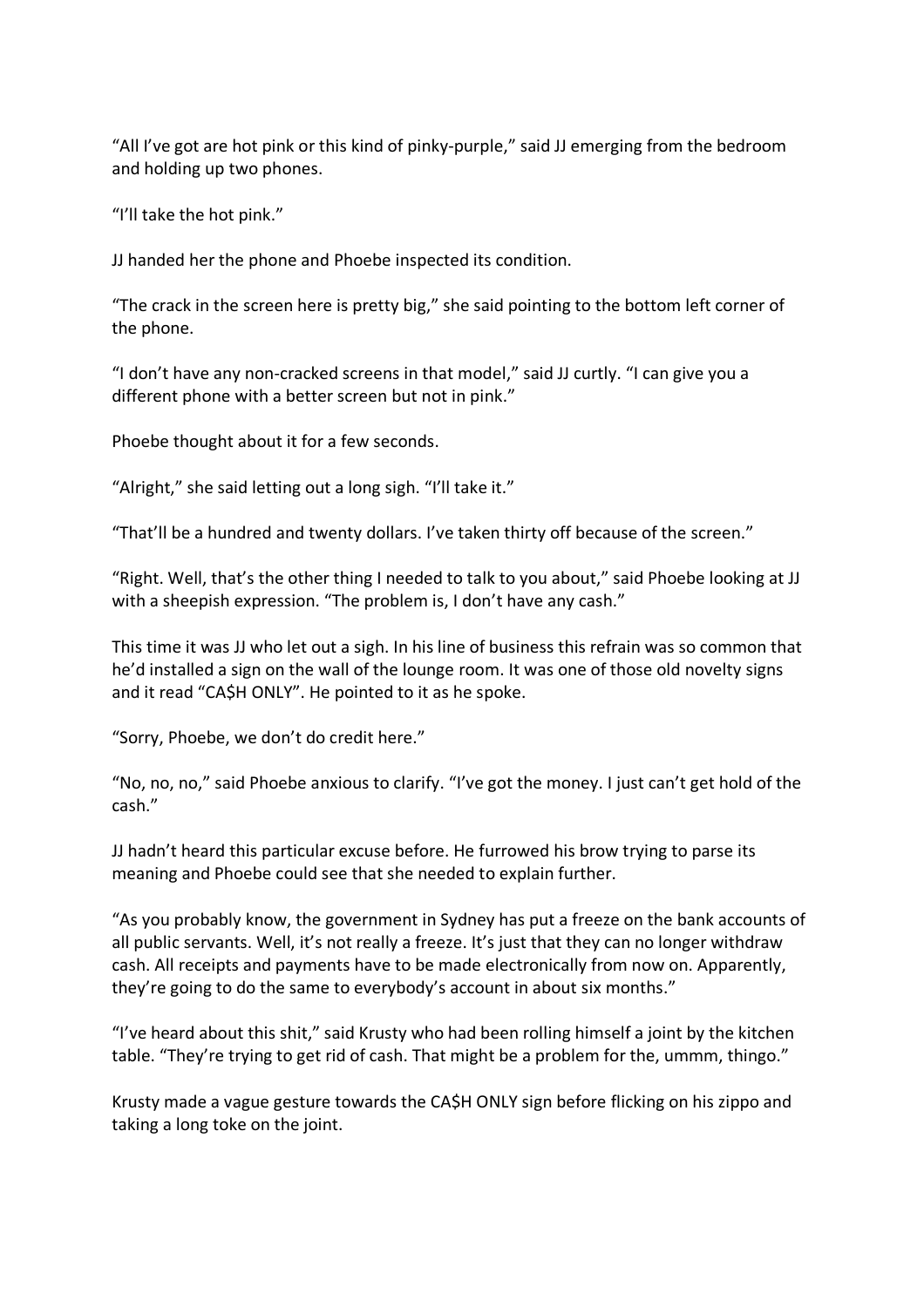"All I've got are hot pink or this kind of pinky-purple," said JJ emerging from the bedroom and holding up two phones.

"I'll take the hot pink."

JJ handed her the phone and Phoebe inspected its condition.

"The crack in the screen here is pretty big," she said pointing to the bottom left corner of the phone.

"I don't have any non-cracked screens in that model," said JJ curtly. "I can give you a different phone with a better screen but not in pink."

Phoebe thought about it for a few seconds.

"Alright," she said letting out a long sigh. "I'll take it."

"That'll be a hundred and twenty dollars. I've taken thirty off because of the screen."

"Right. Well, that's the other thing I needed to talk to you about," said Phoebe looking at JJ with a sheepish expression. "The problem is, I don't have any cash."

This time it was JJ who let out a sigh. In his line of business this refrain was so common that he'd installed a sign on the wall of the lounge room. It was one of those old novelty signs and it read "CA$H ONLY". He pointed to it as he spoke.

"Sorry, Phoebe, we don't do credit here."

"No, no, no," said Phoebe anxious to clarify. "I've got the money. I just can't get hold of the cash."

JJ hadn't heard this particular excuse before. He furrowed his brow trying to parse its meaning and Phoebe could see that she needed to explain further.

"As you probably know, the government in Sydney has put a freeze on the bank accounts of all public servants. Well, it's not really a freeze. It's just that they can no longer withdraw cash. All receipts and payments have to be made electronically from now on. Apparently, they're going to do the same to everybody's account in about six months."

"I've heard about this shit," said Krusty who had been rolling himself a joint by the kitchen table. "They're trying to get rid of cash. That might be a problem for the, ummm, thingo."

Krusty made a vague gesture towards the CA$H ONLY sign before flicking on his zippo and taking a long toke on the joint.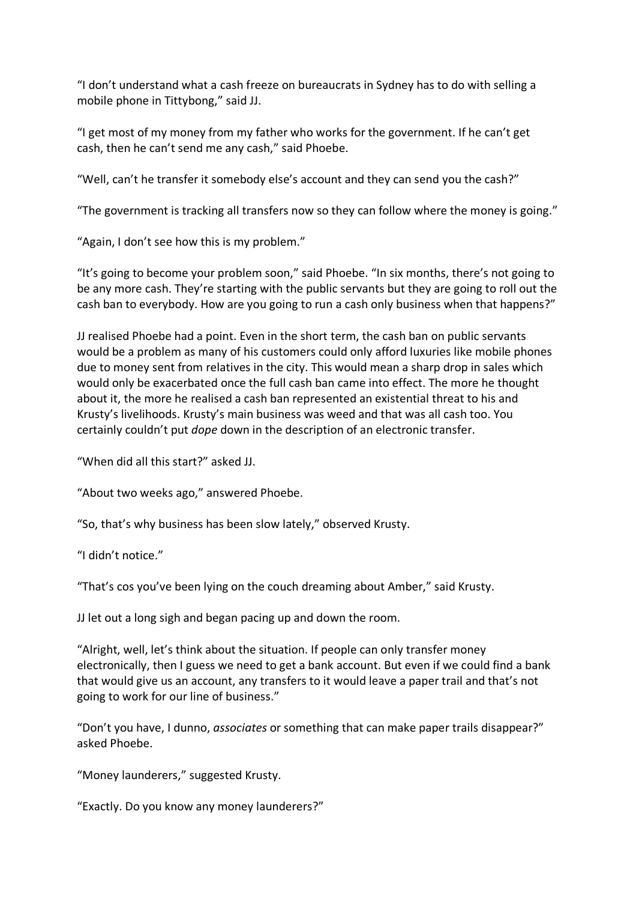"I don't understand what a cash freeze on bureaucrats in Sydney has to do with selling a mobile phone in Tittybong," said JJ.

"I get most of my money from my father who works for the government. If he can't get cash, then he can't send me any cash," said Phoebe.

"Well, can't he transfer it somebody else's account and they can send you the cash?"

"The government is tracking all transfers now so they can follow where the money is going."

"Again, I don't see how this is my problem."

"It's going to become your problem soon," said Phoebe. "In six months, there's not going to be any more cash. They're starting with the public servants but they are going to roll out the cash ban to everybody. How are you going to run a cash only business when that happens?"

JJ realised Phoebe had a point. Even in the short term, the cash ban on public servants would be a problem as many of his customers could only afford luxuries like mobile phones due to money sent from relatives in the city. This would mean a sharp drop in sales which would only be exacerbated once the full cash ban came into effect. The more he thought about it, the more he realised a cash ban represented an existential threat to his and Krusty's livelihoods. Krusty's main business was weed and that was all cash too. You certainly couldn't put *dope* down in the description of an electronic transfer.

"When did all this start?" asked JJ.

"About two weeks ago," answered Phoebe.

"So, that's why business has been slow lately," observed Krusty.

"I didn't notice."

"That's cos you've been lying on the couch dreaming about Amber," said Krusty.

JJ let out a long sigh and began pacing up and down the room.

"Alright, well, let's think about the situation. If people can only transfer money electronically, then I guess we need to get a bank account. But even if we could find a bank that would give us an account, any transfers to it would leave a paper trail and that's not going to work for our line of business."

"Don't you have, I dunno, *associates* or something that can make paper trails disappear?" asked Phoebe.

"Money launderers," suggested Krusty.

"Exactly. Do you know any money launderers?"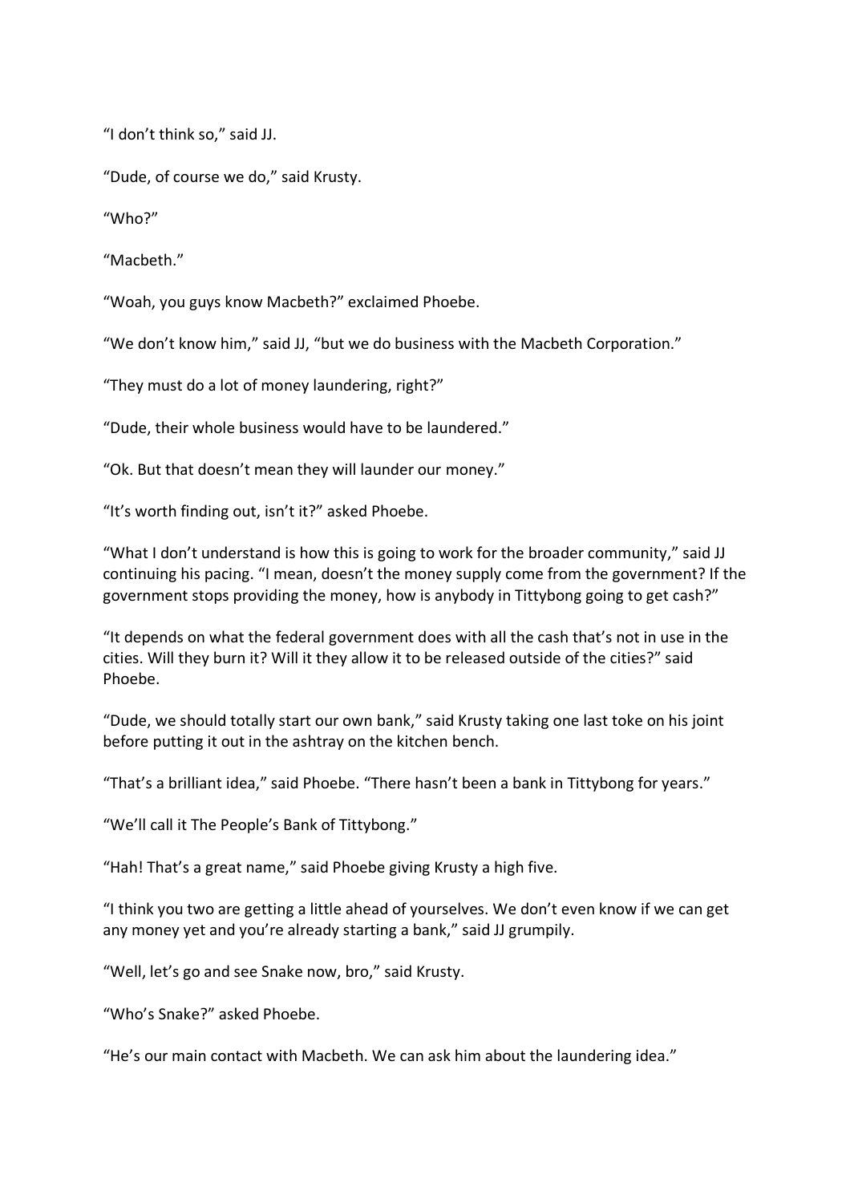“I don’t think so,” said JJ.

“Dude, of course we do,” said Krusty.

“Who?”

“Macbeth.”

“Woah, you guys know Macbeth?” exclaimed Phoebe.

“We don’t know him,” said JJ, “but we do business with the Macbeth Corporation.”

“They must do a lot of money laundering, right?”

“Dude, their whole business would have to be laundered.”

“Ok. But that doesn’t mean they will launder our money.”

“It’s worth finding out, isn’t it?” asked Phoebe.

“What I don’t understand is how this is going to work for the broader community,” said JJ continuing his pacing. “I mean, doesn’t the money supply come from the government? If the government stops providing the money, how is anybody in Tittybong going to get cash?”

“It depends on what the federal government does with all the cash that’s not in use in the cities. Will they burn it? Will it they allow it to be released outside of the cities?” said Phoebe.

“Dude, we should totally start our own bank,” said Krusty taking one last toke on his joint before putting it out in the ashtray on the kitchen bench.

“That’s a brilliant idea,” said Phoebe. “There hasn’t been a bank in Tittybong for years.”

“We’ll call it The People’s Bank of Tittybong.”

“Hah! That’s a great name,” said Phoebe giving Krusty a high five.

“I think you two are getting a little ahead of yourselves. We don’t even know if we can get any money yet and you’re already starting a bank,” said JJ grumpily.

“Well, let’s go and see Snake now, bro,” said Krusty.

“Who’s Snake?” asked Phoebe.

“He’s our main contact with Macbeth. We can ask him about the laundering idea.”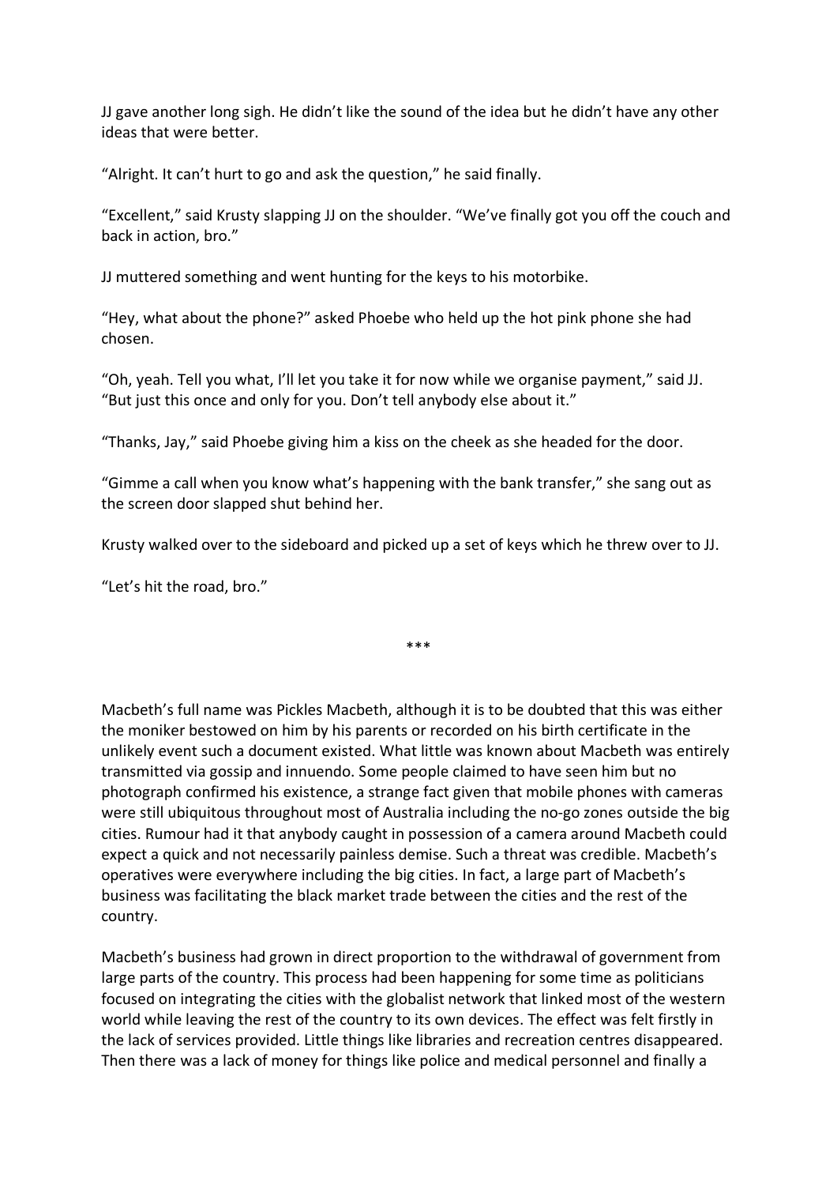JJ gave another long sigh. He didn't like the sound of the idea but he didn't have any other ideas that were better.

"Alright. It can't hurt to go and ask the question," he said finally.

"Excellent," said Krusty slapping JJ on the shoulder. "We've finally got you off the couch and back in action, bro."

JJ muttered something and went hunting for the keys to his motorbike.

"Hey, what about the phone?" asked Phoebe who held up the hot pink phone she had chosen.

"Oh, yeah. Tell you what, I'll let you take it for now while we organise payment," said JJ. "But just this once and only for you. Don't tell anybody else about it."

"Thanks, Jay," said Phoebe giving him a kiss on the cheek as she headed for the door.

"Gimme a call when you know what's happening with the bank transfer," she sang out as the screen door slapped shut behind her.

Krusty walked over to the sideboard and picked up a set of keys which he threw over to JJ.

"Let's hit the road, bro."

\*\*\*

Macbeth's full name was Pickles Macbeth, although it is to be doubted that this was either the moniker bestowed on him by his parents or recorded on his birth certificate in the unlikely event such a document existed. What little was known about Macbeth was entirely transmitted via gossip and innuendo. Some people claimed to have seen him but no photograph confirmed his existence, a strange fact given that mobile phones with cameras were still ubiquitous throughout most of Australia including the no-go zones outside the big cities. Rumour had it that anybody caught in possession of a camera around Macbeth could expect a quick and not necessarily painless demise. Such a threat was credible. Macbeth's operatives were everywhere including the big cities. In fact, a large part of Macbeth's business was facilitating the black market trade between the cities and the rest of the country.

Macbeth's business had grown in direct proportion to the withdrawal of government from large parts of the country. This process had been happening for some time as politicians focused on integrating the cities with the globalist network that linked most of the western world while leaving the rest of the country to its own devices. The effect was felt firstly in the lack of services provided. Little things like libraries and recreation centres disappeared. Then there was a lack of money for things like police and medical personnel and finally a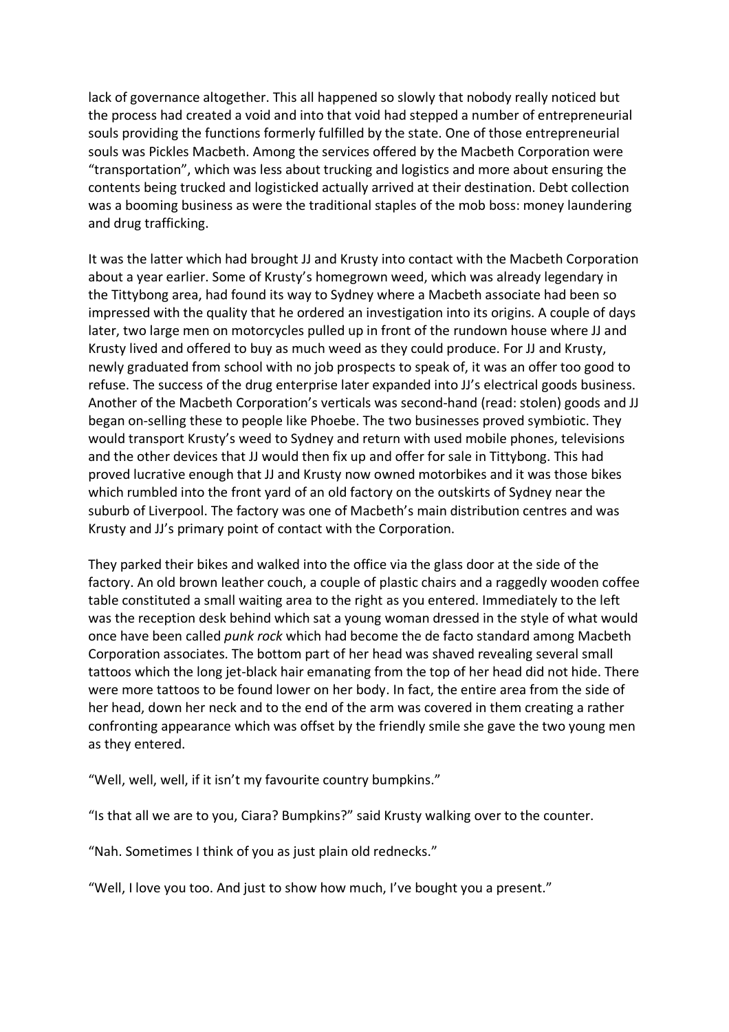lack of governance altogether. This all happened so slowly that nobody really noticed but the process had created a void and into that void had stepped a number of entrepreneurial souls providing the functions formerly fulfilled by the state. One of those entrepreneurial souls was Pickles Macbeth. Among the services offered by the Macbeth Corporation were "transportation", which was less about trucking and logistics and more about ensuring the contents being trucked and logisticked actually arrived at their destination. Debt collection was a booming business as were the traditional staples of the mob boss: money laundering and drug trafficking.

It was the latter which had brought JJ and Krusty into contact with the Macbeth Corporation about a year earlier. Some of Krusty's homegrown weed, which was already legendary in the Tittybong area, had found its way to Sydney where a Macbeth associate had been so impressed with the quality that he ordered an investigation into its origins. A couple of days later, two large men on motorcycles pulled up in front of the rundown house where JJ and Krusty lived and offered to buy as much weed as they could produce. For JJ and Krusty, newly graduated from school with no job prospects to speak of, it was an offer too good to refuse. The success of the drug enterprise later expanded into JJ's electrical goods business. Another of the Macbeth Corporation's verticals was second-hand (read: stolen) goods and JJ began on-selling these to people like Phoebe. The two businesses proved symbiotic. They would transport Krusty's weed to Sydney and return with used mobile phones, televisions and the other devices that JJ would then fix up and offer for sale in Tittybong. This had proved lucrative enough that JJ and Krusty now owned motorbikes and it was those bikes which rumbled into the front yard of an old factory on the outskirts of Sydney near the suburb of Liverpool. The factory was one of Macbeth's main distribution centres and was Krusty and JJ's primary point of contact with the Corporation.

They parked their bikes and walked into the office via the glass door at the side of the factory. An old brown leather couch, a couple of plastic chairs and a raggedly wooden coffee table constituted a small waiting area to the right as you entered. Immediately to the left was the reception desk behind which sat a young woman dressed in the style of what would once have been called *punk rock* which had become the de facto standard among Macbeth Corporation associates. The bottom part of her head was shaved revealing several small tattoos which the long jet-black hair emanating from the top of her head did not hide. There were more tattoos to be found lower on her body. In fact, the entire area from the side of her head, down her neck and to the end of the arm was covered in them creating a rather confronting appearance which was offset by the friendly smile she gave the two young men as they entered.

"Well, well, well, if it isn't my favourite country bumpkins."

"Is that all we are to you, Ciara? Bumpkins?" said Krusty walking over to the counter.

"Nah. Sometimes I think of you as just plain old rednecks."

"Well, I love you too. And just to show how much, I've bought you a present."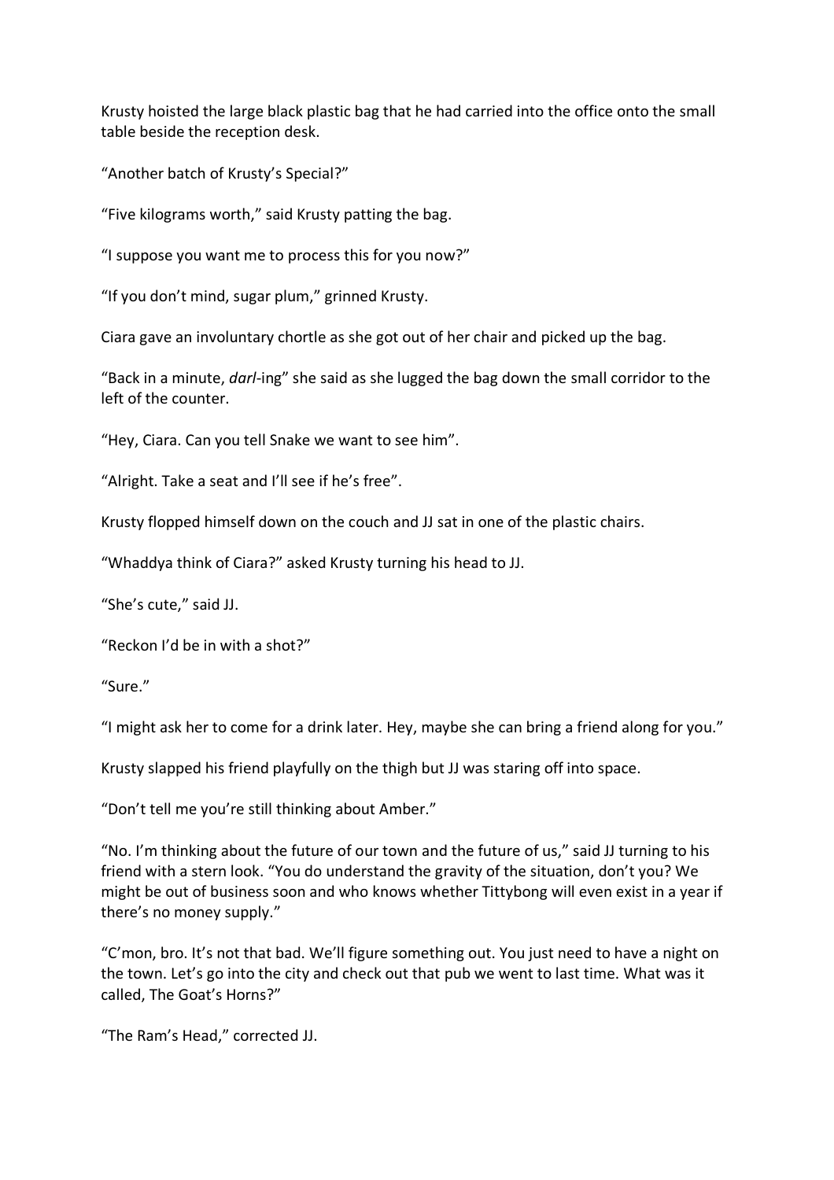Krusty hoisted the large black plastic bag that he had carried into the office onto the small table beside the reception desk.

“Another batch of Krusty’s Special?”

“Five kilograms worth,” said Krusty patting the bag.

“I suppose you want me to process this for you now?”

“If you don’t mind, sugar plum,” grinned Krusty.

Ciara gave an involuntary chortle as she got out of her chair and picked up the bag.

“Back in a minute, *darl*-ing” she said as she lugged the bag down the small corridor to the left of the counter.

“Hey, Ciara. Can you tell Snake we want to see him”.

“Alright. Take a seat and I’ll see if he’s free”.

Krusty flopped himself down on the couch and JJ sat in one of the plastic chairs.

“Whaddya think of Ciara?” asked Krusty turning his head to JJ.

“She’s cute,” said JJ.

“Reckon I’d be in with a shot?”

“Sure.”

“I might ask her to come for a drink later. Hey, maybe she can bring a friend along for you.”

Krusty slapped his friend playfully on the thigh but JJ was staring off into space.

“Don’t tell me you’re still thinking about Amber.”

“No. I’m thinking about the future of our town and the future of us,” said JJ turning to his friend with a stern look. “You do understand the gravity of the situation, don’t you? We might be out of business soon and who knows whether Tittybong will even exist in a year if there’s no money supply.”

“C’mon, bro. It’s not that bad. We’ll figure something out. You just need to have a night on the town. Let’s go into the city and check out that pub we went to last time. What was it called, The Goat’s Horns?”

“The Ram’s Head,” corrected JJ.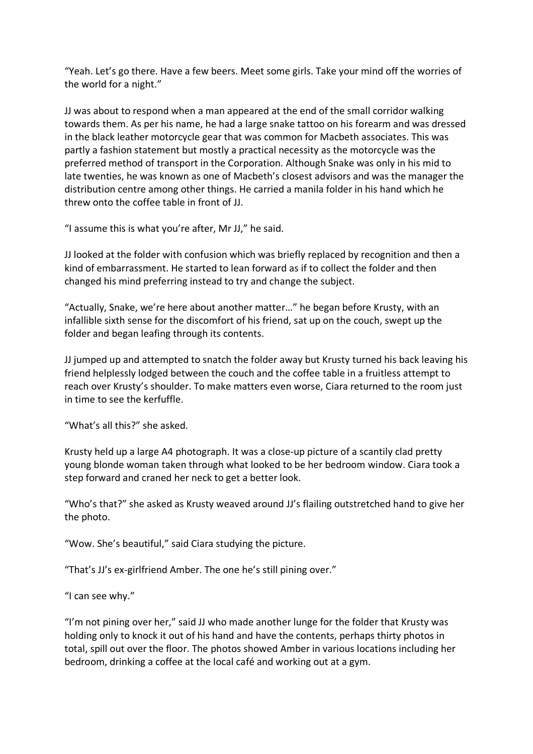"Yeah. Let's go there. Have a few beers. Meet some girls. Take your mind off the worries of the world for a night."

JJ was about to respond when a man appeared at the end of the small corridor walking towards them. As per his name, he had a large snake tattoo on his forearm and was dressed in the black leather motorcycle gear that was common for Macbeth associates. This was partly a fashion statement but mostly a practical necessity as the motorcycle was the preferred method of transport in the Corporation. Although Snake was only in his mid to late twenties, he was known as one of Macbeth's closest advisors and was the manager the distribution centre among other things. He carried a manila folder in his hand which he threw onto the coffee table in front of JJ.

"I assume this is what you're after, Mr JJ," he said.

JJ looked at the folder with confusion which was briefly replaced by recognition and then a kind of embarrassment. He started to lean forward as if to collect the folder and then changed his mind preferring instead to try and change the subject.

"Actually, Snake, we're here about another matter…" he began before Krusty, with an infallible sixth sense for the discomfort of his friend, sat up on the couch, swept up the folder and began leafing through its contents.

JJ jumped up and attempted to snatch the folder away but Krusty turned his back leaving his friend helplessly lodged between the couch and the coffee table in a fruitless attempt to reach over Krusty's shoulder. To make matters even worse, Ciara returned to the room just in time to see the kerfuffle.

"What's all this?" she asked.

Krusty held up a large A4 photograph. It was a close-up picture of a scantily clad pretty young blonde woman taken through what looked to be her bedroom window. Ciara took a step forward and craned her neck to get a better look.

"Who's that?" she asked as Krusty weaved around JJ's flailing outstretched hand to give her the photo.

"Wow. She's beautiful," said Ciara studying the picture.

"That's JJ's ex-girlfriend Amber. The one he's still pining over."

"I can see why."

"I'm not pining over her," said JJ who made another lunge for the folder that Krusty was holding only to knock it out of his hand and have the contents, perhaps thirty photos in total, spill out over the floor. The photos showed Amber in various locations including her bedroom, drinking a coffee at the local café and working out at a gym.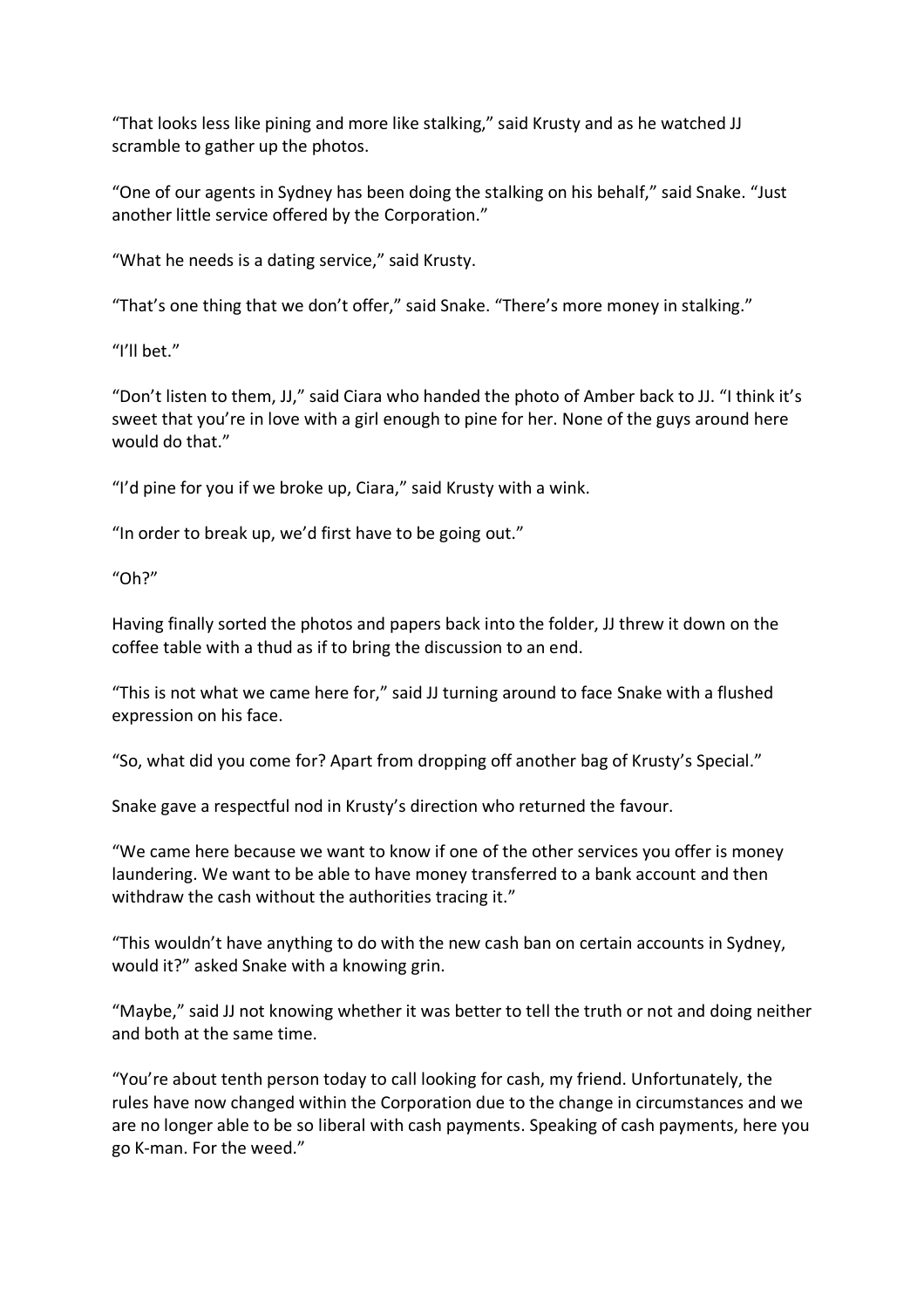"That looks less like pining and more like stalking," said Krusty and as he watched JJ scramble to gather up the photos.

"One of our agents in Sydney has been doing the stalking on his behalf," said Snake. "Just another little service offered by the Corporation."

"What he needs is a dating service," said Krusty.

"That's one thing that we don't offer," said Snake. "There's more money in stalking."

"I'll bet."

"Don't listen to them, JJ," said Ciara who handed the photo of Amber back to JJ. "I think it's sweet that you're in love with a girl enough to pine for her. None of the guys around here would do that."

"I'd pine for you if we broke up, Ciara," said Krusty with a wink.

"In order to break up, we'd first have to be going out."

"Oh?"

Having finally sorted the photos and papers back into the folder, JJ threw it down on the coffee table with a thud as if to bring the discussion to an end.

"This is not what we came here for," said JJ turning around to face Snake with a flushed expression on his face.

"So, what did you come for? Apart from dropping off another bag of Krusty's Special."

Snake gave a respectful nod in Krusty's direction who returned the favour.

"We came here because we want to know if one of the other services you offer is money laundering. We want to be able to have money transferred to a bank account and then withdraw the cash without the authorities tracing it."

"This wouldn't have anything to do with the new cash ban on certain accounts in Sydney, would it?" asked Snake with a knowing grin.

"Maybe," said JJ not knowing whether it was better to tell the truth or not and doing neither and both at the same time.

"You're about tenth person today to call looking for cash, my friend. Unfortunately, the rules have now changed within the Corporation due to the change in circumstances and we are no longer able to be so liberal with cash payments. Speaking of cash payments, here you go K-man. For the weed."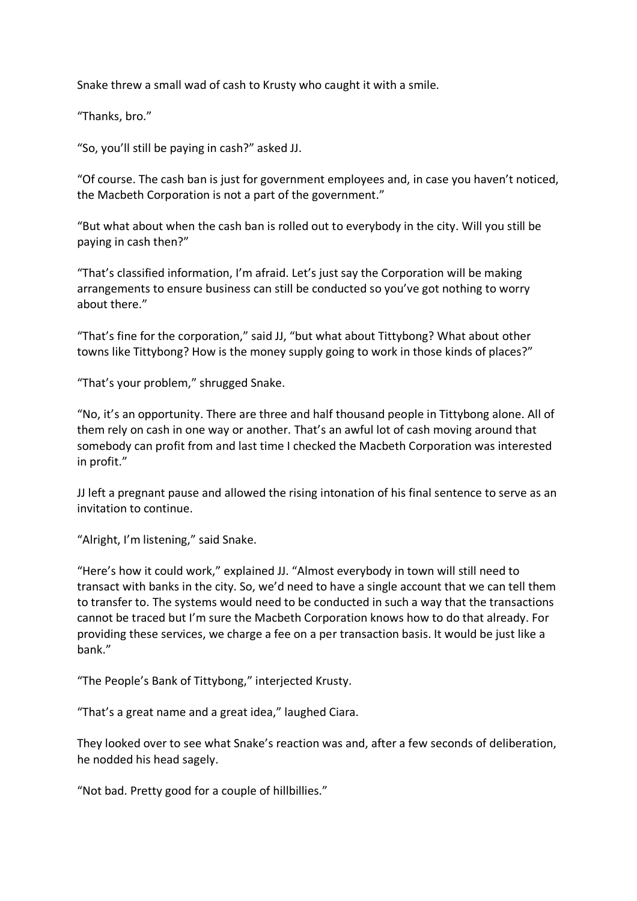Snake threw a small wad of cash to Krusty who caught it with a smile.

"Thanks, bro."

"So, you'll still be paying in cash?" asked JJ.

"Of course. The cash ban is just for government employees and, in case you haven't noticed, the Macbeth Corporation is not a part of the government."

"But what about when the cash ban is rolled out to everybody in the city. Will you still be paying in cash then?"

"That's classified information, I'm afraid. Let's just say the Corporation will be making arrangements to ensure business can still be conducted so you've got nothing to worry about there."

"That's fine for the corporation," said JJ, "but what about Tittybong? What about other towns like Tittybong? How is the money supply going to work in those kinds of places?"

"That's your problem," shrugged Snake.

"No, it's an opportunity. There are three and half thousand people in Tittybong alone. All of them rely on cash in one way or another. That's an awful lot of cash moving around that somebody can profit from and last time I checked the Macbeth Corporation was interested in profit."

JJ left a pregnant pause and allowed the rising intonation of his final sentence to serve as an invitation to continue.

"Alright, I'm listening," said Snake.

"Here's how it could work," explained JJ. "Almost everybody in town will still need to transact with banks in the city. So, we'd need to have a single account that we can tell them to transfer to. The systems would need to be conducted in such a way that the transactions cannot be traced but I'm sure the Macbeth Corporation knows how to do that already. For providing these services, we charge a fee on a per transaction basis. It would be just like a bank."

"The People's Bank of Tittybong," interjected Krusty.

"That's a great name and a great idea," laughed Ciara.

They looked over to see what Snake's reaction was and, after a few seconds of deliberation, he nodded his head sagely.

"Not bad. Pretty good for a couple of hillbillies."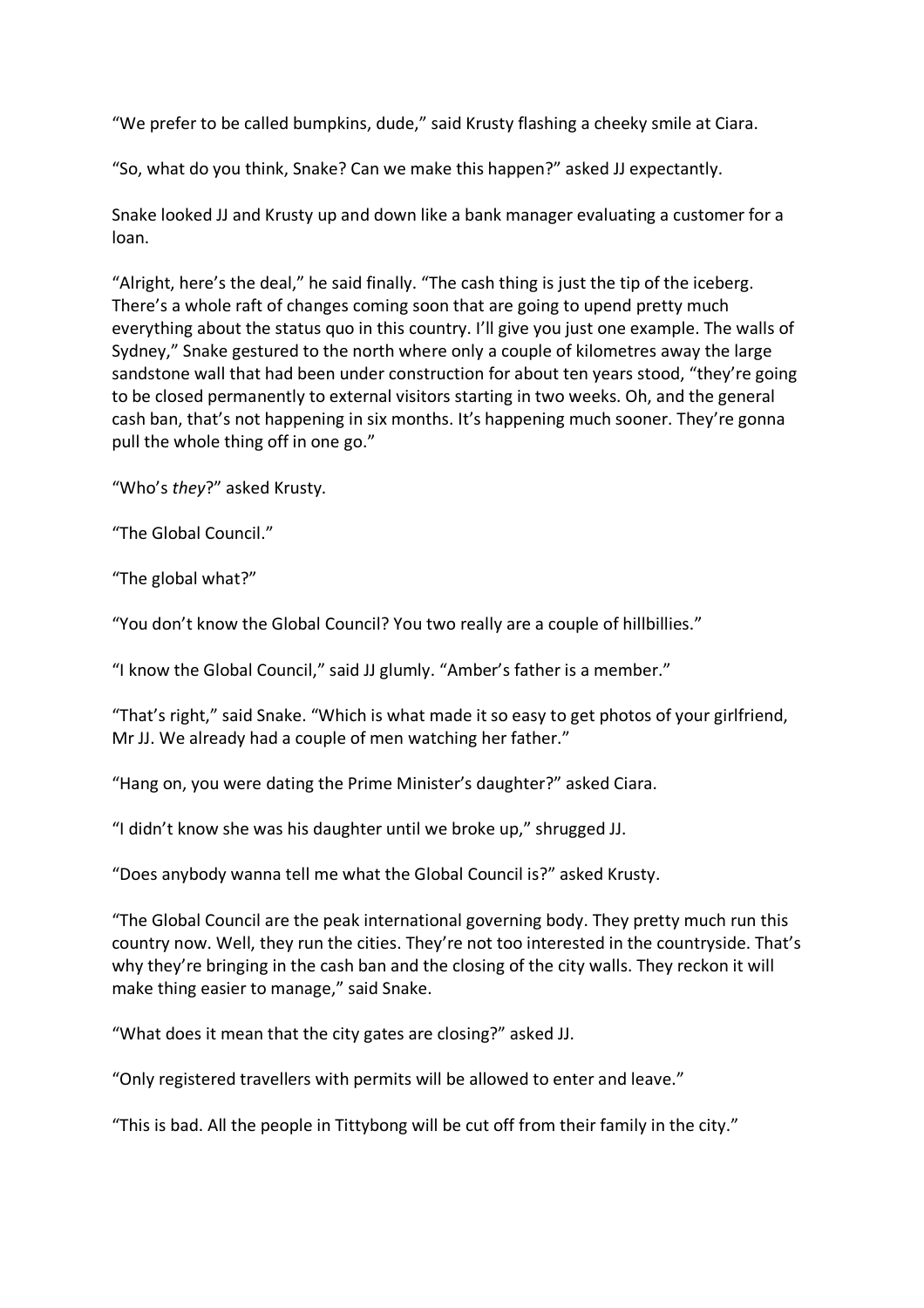"We prefer to be called bumpkins, dude," said Krusty flashing a cheeky smile at Ciara.

"So, what do you think, Snake? Can we make this happen?" asked JJ expectantly.

Snake looked JJ and Krusty up and down like a bank manager evaluating a customer for a loan.

"Alright, here's the deal," he said finally. "The cash thing is just the tip of the iceberg. There's a whole raft of changes coming soon that are going to upend pretty much everything about the status quo in this country. I'll give you just one example. The walls of Sydney," Snake gestured to the north where only a couple of kilometres away the large sandstone wall that had been under construction for about ten years stood, "they're going to be closed permanently to external visitors starting in two weeks. Oh, and the general cash ban, that's not happening in six months. It's happening much sooner. They're gonna pull the whole thing off in one go."

"Who's *they*?" asked Krusty.

"The Global Council."

"The global what?"

"You don't know the Global Council? You two really are a couple of hillbillies."

"I know the Global Council," said JJ glumly. "Amber's father is a member."

"That's right," said Snake. "Which is what made it so easy to get photos of your girlfriend, Mr JJ. We already had a couple of men watching her father."

"Hang on, you were dating the Prime Minister's daughter?" asked Ciara.

"I didn't know she was his daughter until we broke up," shrugged JJ.

"Does anybody wanna tell me what the Global Council is?" asked Krusty.

"The Global Council are the peak international governing body. They pretty much run this country now. Well, they run the cities. They're not too interested in the countryside. That's why they're bringing in the cash ban and the closing of the city walls. They reckon it will make thing easier to manage," said Snake.

"What does it mean that the city gates are closing?" asked JJ.

"Only registered travellers with permits will be allowed to enter and leave."

"This is bad. All the people in Tittybong will be cut off from their family in the city."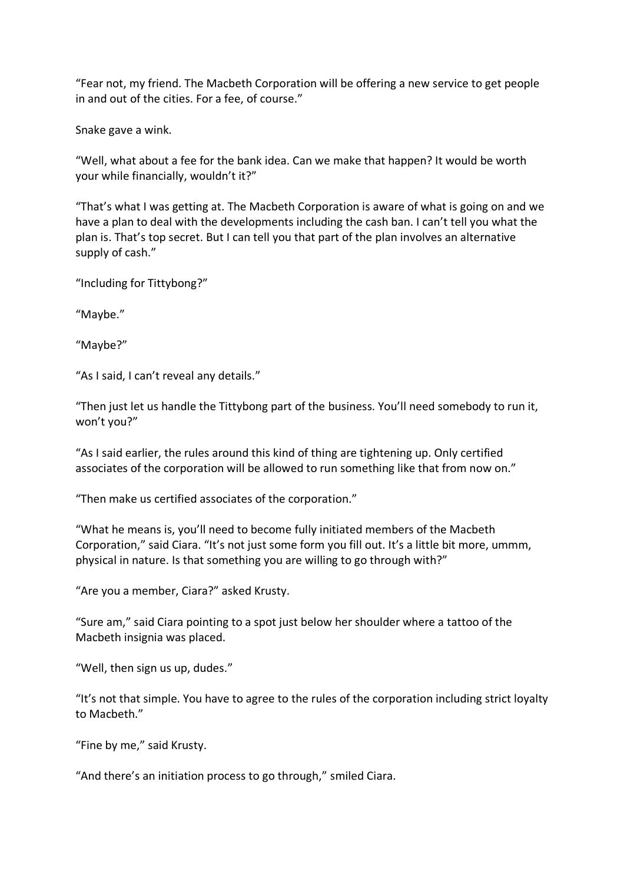"Fear not, my friend. The Macbeth Corporation will be offering a new service to get people in and out of the cities. For a fee, of course."

Snake gave a wink.

"Well, what about a fee for the bank idea. Can we make that happen? It would be worth your while financially, wouldn't it?"

"That's what I was getting at. The Macbeth Corporation is aware of what is going on and we have a plan to deal with the developments including the cash ban. I can't tell you what the plan is. That's top secret. But I can tell you that part of the plan involves an alternative supply of cash."

"Including for Tittybong?"

"Maybe."

"Maybe?"

"As I said, I can't reveal any details."

"Then just let us handle the Tittybong part of the business. You'll need somebody to run it, won't you?"

"As I said earlier, the rules around this kind of thing are tightening up. Only certified associates of the corporation will be allowed to run something like that from now on."

"Then make us certified associates of the corporation."

"What he means is, you'll need to become fully initiated members of the Macbeth Corporation," said Ciara. "It's not just some form you fill out. It's a little bit more, ummm, physical in nature. Is that something you are willing to go through with?"

"Are you a member, Ciara?" asked Krusty.

"Sure am," said Ciara pointing to a spot just below her shoulder where a tattoo of the Macbeth insignia was placed.

"Well, then sign us up, dudes."

"It's not that simple. You have to agree to the rules of the corporation including strict loyalty to Macbeth."

"Fine by me," said Krusty.

"And there's an initiation process to go through," smiled Ciara.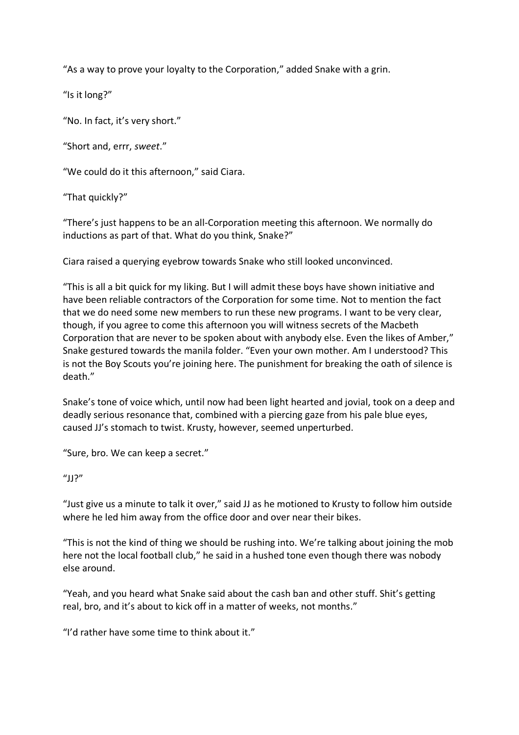"As a way to prove your loyalty to the Corporation," added Snake with a grin.

"Is it long?"

"No. In fact, it's very short."

"Short and, errr, *sweet*."

"We could do it this afternoon," said Ciara.

"That quickly?"

"There's just happens to be an all-Corporation meeting this afternoon. We normally do inductions as part of that. What do you think, Snake?"

Ciara raised a querying eyebrow towards Snake who still looked unconvinced.

"This is all a bit quick for my liking. But I will admit these boys have shown initiative and have been reliable contractors of the Corporation for some time. Not to mention the fact that we do need some new members to run these new programs. I want to be very clear, though, if you agree to come this afternoon you will witness secrets of the Macbeth Corporation that are never to be spoken about with anybody else. Even the likes of Amber," Snake gestured towards the manila folder. "Even your own mother. Am I understood? This is not the Boy Scouts you're joining here. The punishment for breaking the oath of silence is death."

Snake's tone of voice which, until now had been light hearted and jovial, took on a deep and deadly serious resonance that, combined with a piercing gaze from his pale blue eyes, caused JJ's stomach to twist. Krusty, however, seemed unperturbed.

"Sure, bro. We can keep a secret."

"JJ?"

"Just give us a minute to talk it over," said JJ as he motioned to Krusty to follow him outside where he led him away from the office door and over near their bikes.

"This is not the kind of thing we should be rushing into. We're talking about joining the mob here not the local football club," he said in a hushed tone even though there was nobody else around.

"Yeah, and you heard what Snake said about the cash ban and other stuff. Shit's getting real, bro, and it's about to kick off in a matter of weeks, not months."

"I'd rather have some time to think about it."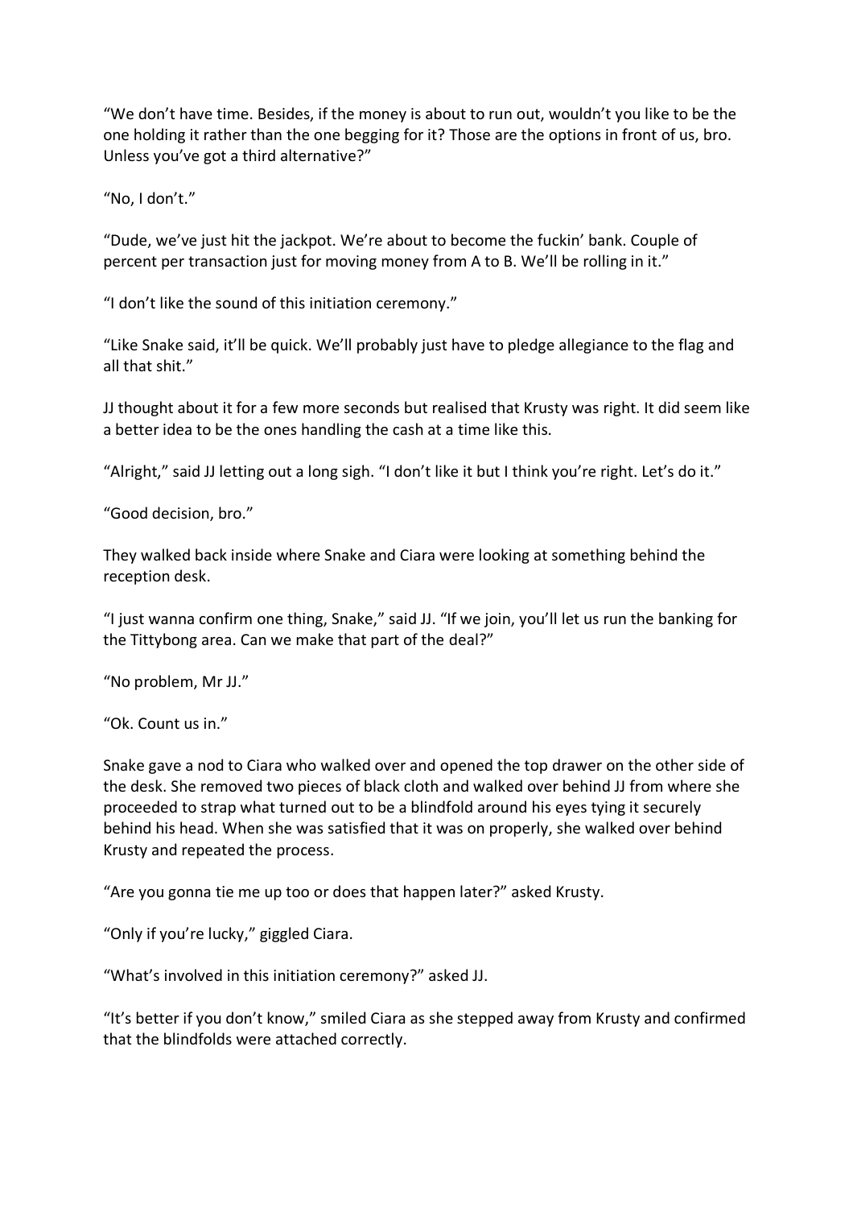"We don't have time. Besides, if the money is about to run out, wouldn't you like to be the one holding it rather than the one begging for it? Those are the options in front of us, bro. Unless you've got a third alternative?"

"No, I don't."

"Dude, we've just hit the jackpot. We're about to become the fuckin' bank. Couple of percent per transaction just for moving money from A to B. We'll be rolling in it."

"I don't like the sound of this initiation ceremony."

"Like Snake said, it'll be quick. We'll probably just have to pledge allegiance to the flag and all that shit."

JJ thought about it for a few more seconds but realised that Krusty was right. It did seem like a better idea to be the ones handling the cash at a time like this.

"Alright," said JJ letting out a long sigh. "I don't like it but I think you're right. Let's do it."

"Good decision, bro."

They walked back inside where Snake and Ciara were looking at something behind the reception desk.

"I just wanna confirm one thing, Snake," said JJ. "If we join, you'll let us run the banking for the Tittybong area. Can we make that part of the deal?"

"No problem, Mr JJ."

"Ok. Count us in."

Snake gave a nod to Ciara who walked over and opened the top drawer on the other side of the desk. She removed two pieces of black cloth and walked over behind JJ from where she proceeded to strap what turned out to be a blindfold around his eyes tying it securely behind his head. When she was satisfied that it was on properly, she walked over behind Krusty and repeated the process.

"Are you gonna tie me up too or does that happen later?" asked Krusty.

"Only if you're lucky," giggled Ciara.

"What's involved in this initiation ceremony?" asked JJ.

"It's better if you don't know," smiled Ciara as she stepped away from Krusty and confirmed that the blindfolds were attached correctly.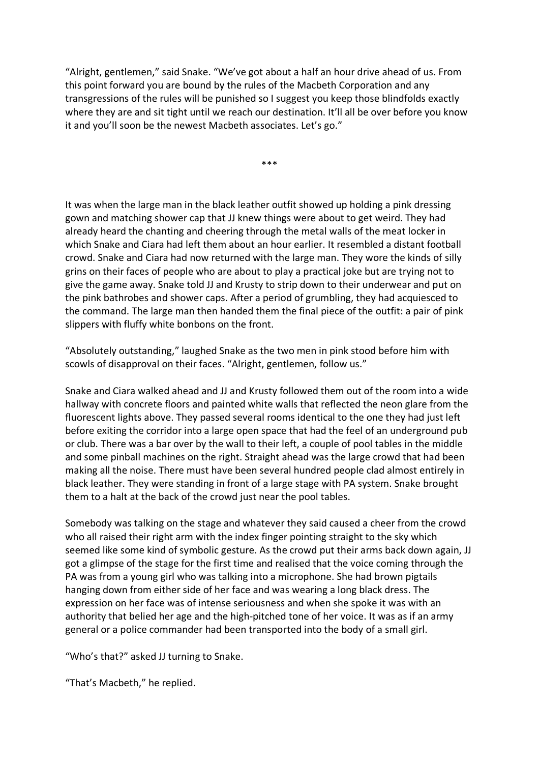"Alright, gentlemen," said Snake. "We've got about a half an hour drive ahead of us. From this point forward you are bound by the rules of the Macbeth Corporation and any transgressions of the rules will be punished so I suggest you keep those blindfolds exactly where they are and sit tight until we reach our destination. It'll all be over before you know it and you'll soon be the newest Macbeth associates. Let's go."

***

It was when the large man in the black leather outfit showed up holding a pink dressing gown and matching shower cap that JJ knew things were about to get weird. They had already heard the chanting and cheering through the metal walls of the meat locker in which Snake and Ciara had left them about an hour earlier. It resembled a distant football crowd. Snake and Ciara had now returned with the large man. They wore the kinds of silly grins on their faces of people who are about to play a practical joke but are trying not to give the game away. Snake told JJ and Krusty to strip down to their underwear and put on the pink bathrobes and shower caps. After a period of grumbling, they had acquiesced to the command. The large man then handed them the final piece of the outfit: a pair of pink slippers with fluffy white bonbons on the front.

"Absolutely outstanding," laughed Snake as the two men in pink stood before him with scowls of disapproval on their faces. "Alright, gentlemen, follow us."

Snake and Ciara walked ahead and JJ and Krusty followed them out of the room into a wide hallway with concrete floors and painted white walls that reflected the neon glare from the fluorescent lights above. They passed several rooms identical to the one they had just left before exiting the corridor into a large open space that had the feel of an underground pub or club. There was a bar over by the wall to their left, a couple of pool tables in the middle and some pinball machines on the right. Straight ahead was the large crowd that had been making all the noise. There must have been several hundred people clad almost entirely in black leather. They were standing in front of a large stage with PA system. Snake brought them to a halt at the back of the crowd just near the pool tables.

Somebody was talking on the stage and whatever they said caused a cheer from the crowd who all raised their right arm with the index finger pointing straight to the sky which seemed like some kind of symbolic gesture. As the crowd put their arms back down again, JJ got a glimpse of the stage for the first time and realised that the voice coming through the PA was from a young girl who was talking into a microphone. She had brown pigtails hanging down from either side of her face and was wearing a long black dress. The expression on her face was of intense seriousness and when she spoke it was with an authority that belied her age and the high-pitched tone of her voice. It was as if an army general or a police commander had been transported into the body of a small girl.

"Who's that?" asked JJ turning to Snake.

"That's Macbeth," he replied.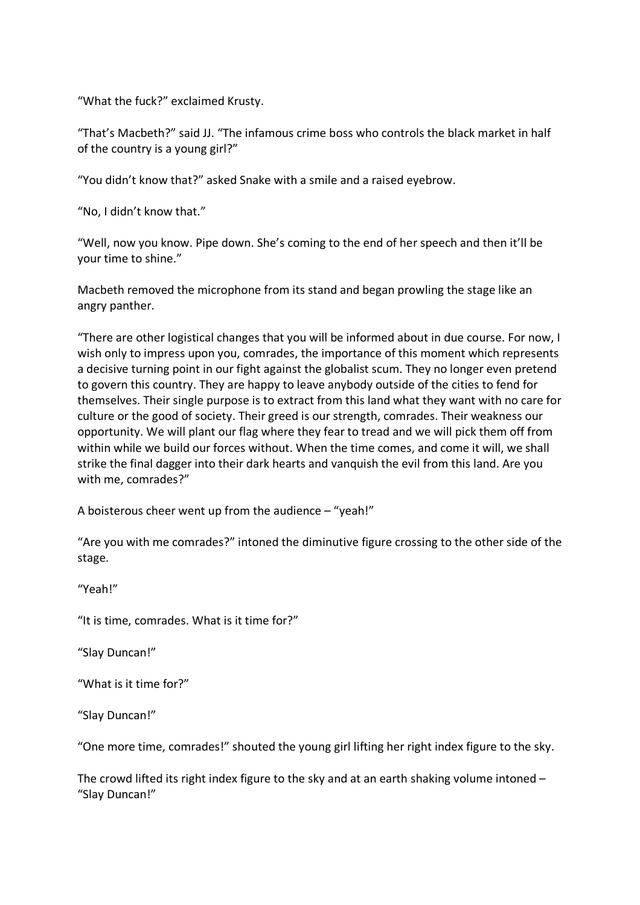“What the fuck?” exclaimed Krusty.

“That’s Macbeth?” said JJ. “The infamous crime boss who controls the black market in half of the country is a young girl?”

“You didn’t know that?” asked Snake with a smile and a raised eyebrow.

“No, I didn’t know that.”

“Well, now you know. Pipe down. She’s coming to the end of her speech and then it’ll be your time to shine.”

Macbeth removed the microphone from its stand and began prowling the stage like an angry panther.

“There are other logistical changes that you will be informed about in due course. For now, I wish only to impress upon you, comrades, the importance of this moment which represents a decisive turning point in our fight against the globalist scum. They no longer even pretend to govern this country. They are happy to leave anybody outside of the cities to fend for themselves. Their single purpose is to extract from this land what they want with no care for culture or the good of society. Their greed is our strength, comrades. Their weakness our opportunity. We will plant our flag where they fear to tread and we will pick them off from within while we build our forces without. When the time comes, and come it will, we shall strike the final dagger into their dark hearts and vanquish the evil from this land. Are you with me, comrades?”

A boisterous cheer went up from the audience – “yeah!”

“Are you with me comrades?” intoned the diminutive figure crossing to the other side of the stage.

“Yeah!”

“It is time, comrades. What is it time for?”

“Slay Duncan!”

“What is it time for?”

“Slay Duncan!”

“One more time, comrades!” shouted the young girl lifting her right index figure to the sky.

The crowd lifted its right index figure to the sky and at an earth shaking volume intoned – “Slay Duncan!”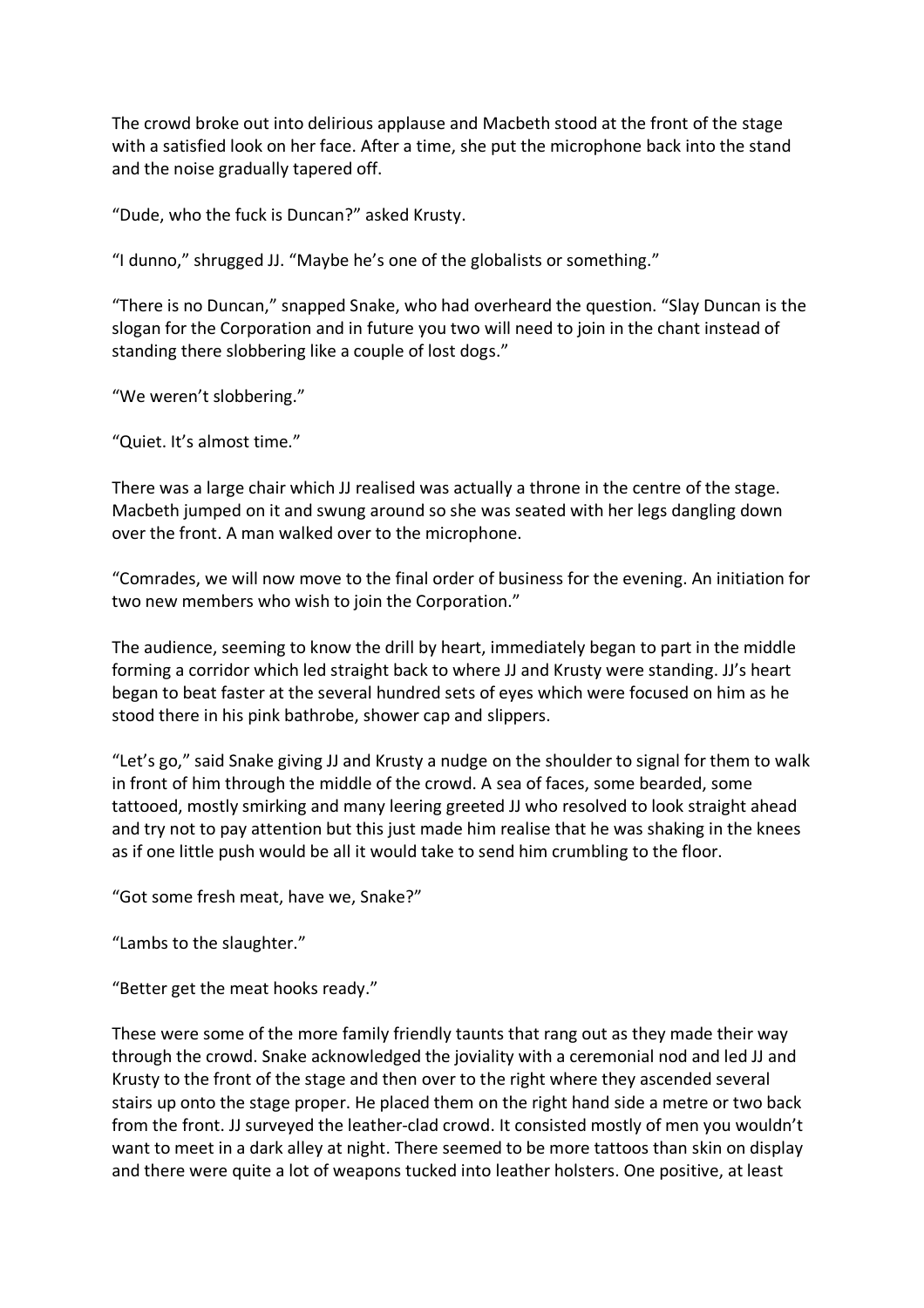The crowd broke out into delirious applause and Macbeth stood at the front of the stage with a satisfied look on her face. After a time, she put the microphone back into the stand and the noise gradually tapered off.

"Dude, who the fuck is Duncan?" asked Krusty.

"I dunno," shrugged JJ. "Maybe he's one of the globalists or something."

"There is no Duncan," snapped Snake, who had overheard the question. "Slay Duncan is the slogan for the Corporation and in future you two will need to join in the chant instead of standing there slobbering like a couple of lost dogs."

"We weren't slobbering."

"Quiet. It's almost time."

There was a large chair which JJ realised was actually a throne in the centre of the stage. Macbeth jumped on it and swung around so she was seated with her legs dangling down over the front. A man walked over to the microphone.

"Comrades, we will now move to the final order of business for the evening. An initiation for two new members who wish to join the Corporation."

The audience, seeming to know the drill by heart, immediately began to part in the middle forming a corridor which led straight back to where JJ and Krusty were standing. JJ's heart began to beat faster at the several hundred sets of eyes which were focused on him as he stood there in his pink bathrobe, shower cap and slippers.

"Let's go," said Snake giving JJ and Krusty a nudge on the shoulder to signal for them to walk in front of him through the middle of the crowd. A sea of faces, some bearded, some tattooed, mostly smirking and many leering greeted JJ who resolved to look straight ahead and try not to pay attention but this just made him realise that he was shaking in the knees as if one little push would be all it would take to send him crumbling to the floor.

"Got some fresh meat, have we, Snake?"

"Lambs to the slaughter."

"Better get the meat hooks ready."

These were some of the more family friendly taunts that rang out as they made their way through the crowd. Snake acknowledged the joviality with a ceremonial nod and led JJ and Krusty to the front of the stage and then over to the right where they ascended several stairs up onto the stage proper. He placed them on the right hand side a metre or two back from the front. JJ surveyed the leather-clad crowd. It consisted mostly of men you wouldn't want to meet in a dark alley at night. There seemed to be more tattoos than skin on display and there were quite a lot of weapons tucked into leather holsters. One positive, at least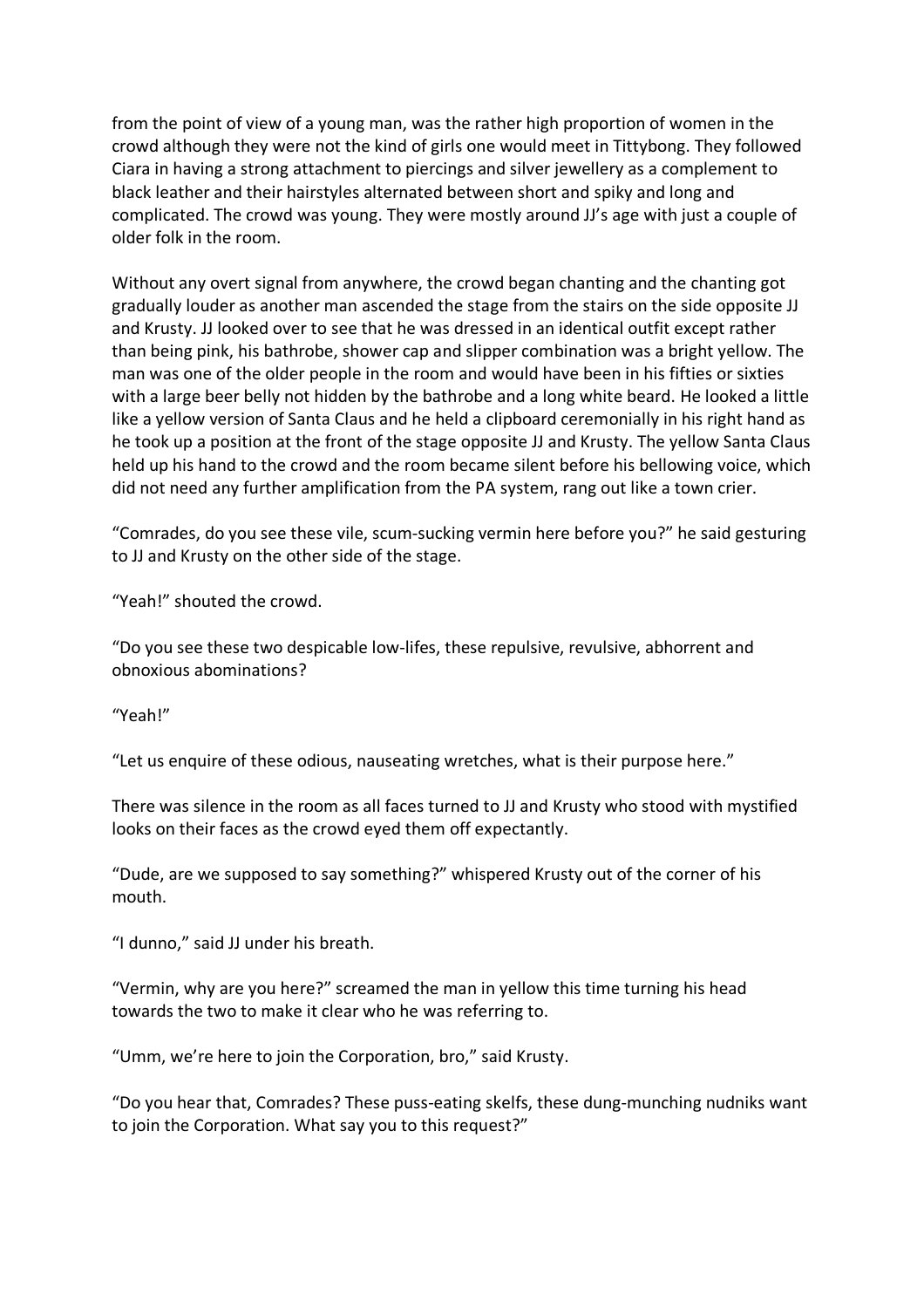from the point of view of a young man, was the rather high proportion of women in the crowd although they were not the kind of girls one would meet in Tittybong. They followed Ciara in having a strong attachment to piercings and silver jewellery as a complement to black leather and their hairstyles alternated between short and spiky and long and complicated. The crowd was young. They were mostly around JJ's age with just a couple of older folk in the room.

Without any overt signal from anywhere, the crowd began chanting and the chanting got gradually louder as another man ascended the stage from the stairs on the side opposite JJ and Krusty. JJ looked over to see that he was dressed in an identical outfit except rather than being pink, his bathrobe, shower cap and slipper combination was a bright yellow. The man was one of the older people in the room and would have been in his fifties or sixties with a large beer belly not hidden by the bathrobe and a long white beard. He looked a little like a yellow version of Santa Claus and he held a clipboard ceremonially in his right hand as he took up a position at the front of the stage opposite JJ and Krusty. The yellow Santa Claus held up his hand to the crowd and the room became silent before his bellowing voice, which did not need any further amplification from the PA system, rang out like a town crier.

"Comrades, do you see these vile, scum-sucking vermin here before you?" he said gesturing to JJ and Krusty on the other side of the stage.

"Yeah!" shouted the crowd.

"Do you see these two despicable low-lifes, these repulsive, revulsive, abhorrent and obnoxious abominations?

"Yeah!"

"Let us enquire of these odious, nauseating wretches, what is their purpose here."

There was silence in the room as all faces turned to JJ and Krusty who stood with mystified looks on their faces as the crowd eyed them off expectantly.

"Dude, are we supposed to say something?" whispered Krusty out of the corner of his mouth.

"I dunno," said JJ under his breath.

"Vermin, why are you here?" screamed the man in yellow this time turning his head towards the two to make it clear who he was referring to.

"Umm, we're here to join the Corporation, bro," said Krusty.

"Do you hear that, Comrades? These puss-eating skelfs, these dung-munching nudniks want to join the Corporation. What say you to this request?"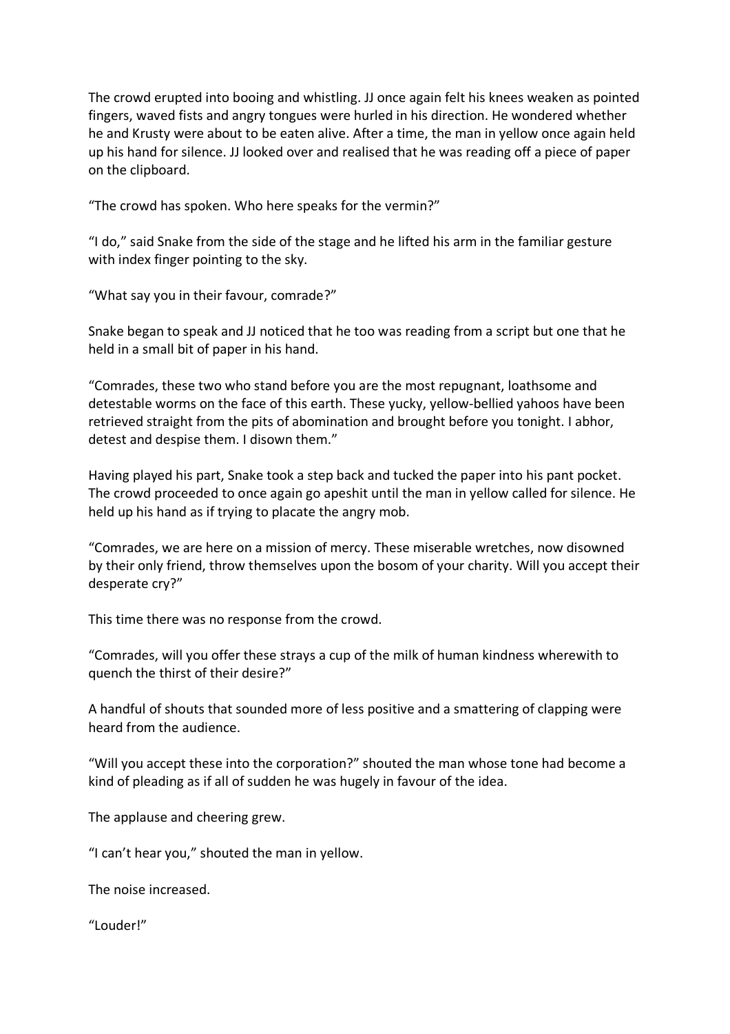The crowd erupted into booing and whistling. JJ once again felt his knees weaken as pointed fingers, waved fists and angry tongues were hurled in his direction. He wondered whether he and Krusty were about to be eaten alive. After a time, the man in yellow once again held up his hand for silence. JJ looked over and realised that he was reading off a piece of paper on the clipboard.

“The crowd has spoken. Who here speaks for the vermin?”

“I do,” said Snake from the side of the stage and he lifted his arm in the familiar gesture with index finger pointing to the sky.

“What say you in their favour, comrade?”

Snake began to speak and JJ noticed that he too was reading from a script but one that he held in a small bit of paper in his hand.

“Comrades, these two who stand before you are the most repugnant, loathsome and detestable worms on the face of this earth. These yucky, yellow-bellied yahoos have been retrieved straight from the pits of abomination and brought before you tonight. I abhor, detest and despise them. I disown them.”

Having played his part, Snake took a step back and tucked the paper into his pant pocket. The crowd proceeded to once again go apeshit until the man in yellow called for silence. He held up his hand as if trying to placate the angry mob.

“Comrades, we are here on a mission of mercy. These miserable wretches, now disowned by their only friend, throw themselves upon the bosom of your charity. Will you accept their desperate cry?”

This time there was no response from the crowd.

“Comrades, will you offer these strays a cup of the milk of human kindness wherewith to quench the thirst of their desire?”

A handful of shouts that sounded more of less positive and a smattering of clapping were heard from the audience.

“Will you accept these into the corporation?” shouted the man whose tone had become a kind of pleading as if all of sudden he was hugely in favour of the idea.

The applause and cheering grew.

“I can’t hear you,” shouted the man in yellow.

The noise increased.

“Louder!”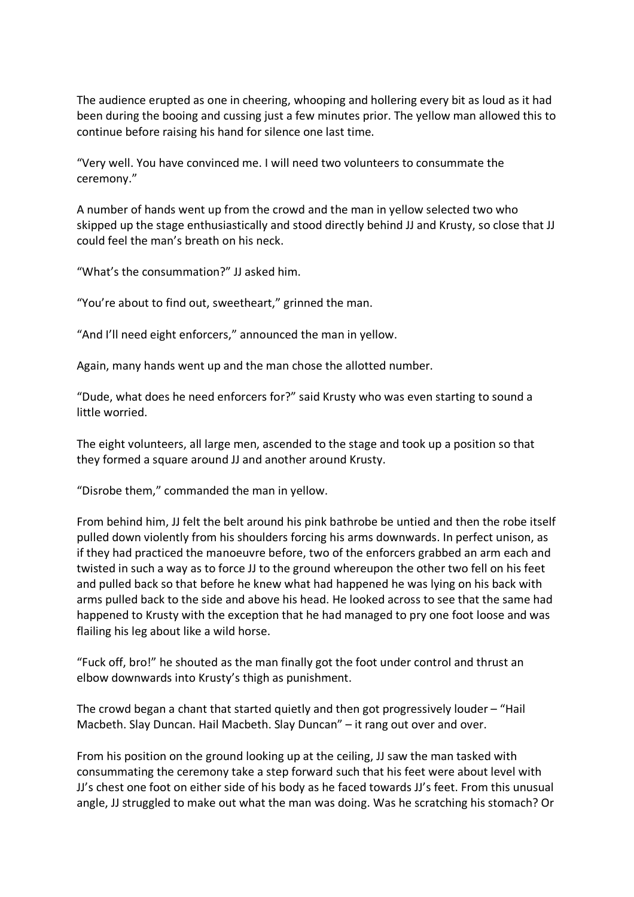The audience erupted as one in cheering, whooping and hollering every bit as loud as it had been during the booing and cussing just a few minutes prior. The yellow man allowed this to continue before raising his hand for silence one last time.

"Very well. You have convinced me. I will need two volunteers to consummate the ceremony."

A number of hands went up from the crowd and the man in yellow selected two who skipped up the stage enthusiastically and stood directly behind JJ and Krusty, so close that JJ could feel the man's breath on his neck.

"What's the consummation?" JJ asked him.

"You're about to find out, sweetheart," grinned the man.

"And I'll need eight enforcers," announced the man in yellow.

Again, many hands went up and the man chose the allotted number.

"Dude, what does he need enforcers for?" said Krusty who was even starting to sound a little worried.

The eight volunteers, all large men, ascended to the stage and took up a position so that they formed a square around JJ and another around Krusty.

"Disrobe them," commanded the man in yellow.

From behind him, JJ felt the belt around his pink bathrobe be untied and then the robe itself pulled down violently from his shoulders forcing his arms downwards. In perfect unison, as if they had practiced the manoeuvre before, two of the enforcers grabbed an arm each and twisted in such a way as to force JJ to the ground whereupon the other two fell on his feet and pulled back so that before he knew what had happened he was lying on his back with arms pulled back to the side and above his head. He looked across to see that the same had happened to Krusty with the exception that he had managed to pry one foot loose and was flailing his leg about like a wild horse.

"Fuck off, bro!" he shouted as the man finally got the foot under control and thrust an elbow downwards into Krusty's thigh as punishment.

The crowd began a chant that started quietly and then got progressively louder – "Hail Macbeth. Slay Duncan. Hail Macbeth. Slay Duncan" – it rang out over and over.

From his position on the ground looking up at the ceiling, JJ saw the man tasked with consummating the ceremony take a step forward such that his feet were about level with JJ's chest one foot on either side of his body as he faced towards JJ's feet. From this unusual angle, JJ struggled to make out what the man was doing. Was he scratching his stomach? Or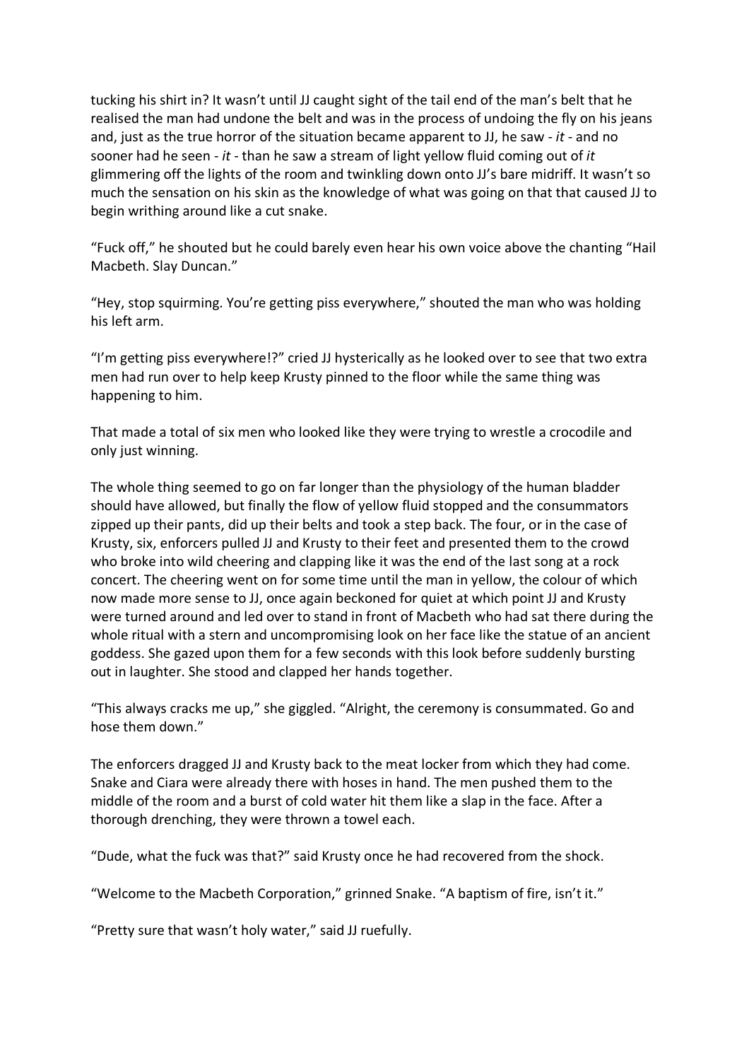tucking his shirt in? It wasn't until JJ caught sight of the tail end of the man's belt that he realised the man had undone the belt and was in the process of undoing the fly on his jeans and, just as the true horror of the situation became apparent to JJ, he saw - *it* - and no sooner had he seen - *it* - than he saw a stream of light yellow fluid coming out of *it* glimmering off the lights of the room and twinkling down onto JJ's bare midriff. It wasn't so much the sensation on his skin as the knowledge of what was going on that that caused JJ to begin writhing around like a cut snake.

"Fuck off," he shouted but he could barely even hear his own voice above the chanting "Hail Macbeth. Slay Duncan."

"Hey, stop squirming. You're getting piss everywhere," shouted the man who was holding his left arm.

"I'm getting piss everywhere!?" cried JJ hysterically as he looked over to see that two extra men had run over to help keep Krusty pinned to the floor while the same thing was happening to him.

That made a total of six men who looked like they were trying to wrestle a crocodile and only just winning.

The whole thing seemed to go on far longer than the physiology of the human bladder should have allowed, but finally the flow of yellow fluid stopped and the consummators zipped up their pants, did up their belts and took a step back. The four, or in the case of Krusty, six, enforcers pulled JJ and Krusty to their feet and presented them to the crowd who broke into wild cheering and clapping like it was the end of the last song at a rock concert. The cheering went on for some time until the man in yellow, the colour of which now made more sense to JJ, once again beckoned for quiet at which point JJ and Krusty were turned around and led over to stand in front of Macbeth who had sat there during the whole ritual with a stern and uncompromising look on her face like the statue of an ancient goddess. She gazed upon them for a few seconds with this look before suddenly bursting out in laughter. She stood and clapped her hands together.

"This always cracks me up," she giggled. "Alright, the ceremony is consummated. Go and hose them down."

The enforcers dragged JJ and Krusty back to the meat locker from which they had come. Snake and Ciara were already there with hoses in hand. The men pushed them to the middle of the room and a burst of cold water hit them like a slap in the face. After a thorough drenching, they were thrown a towel each.

"Dude, what the fuck was that?" said Krusty once he had recovered from the shock.

"Welcome to the Macbeth Corporation," grinned Snake. "A baptism of fire, isn't it."

"Pretty sure that wasn't holy water," said JJ ruefully.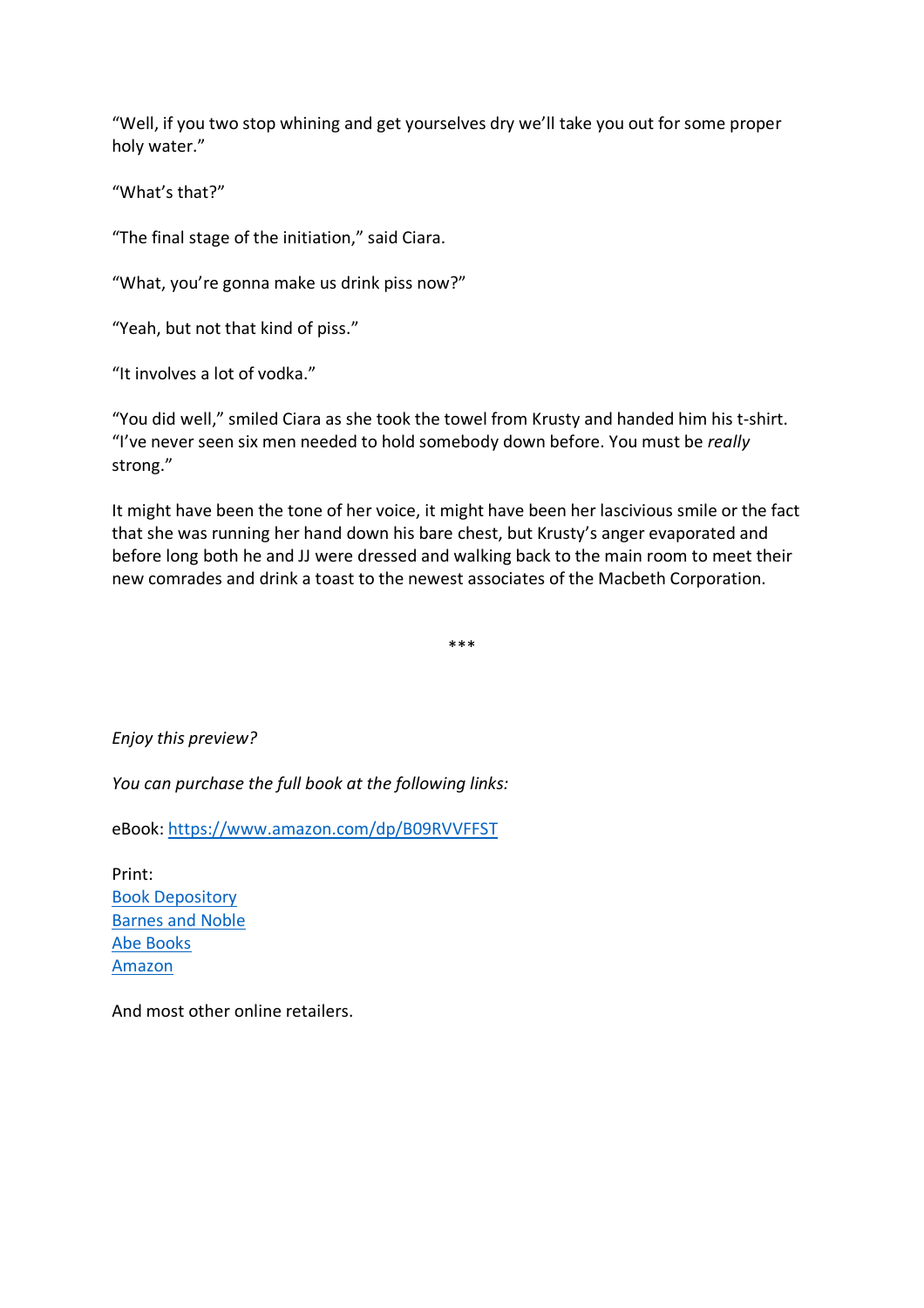"Well, if you two stop whining and get yourselves dry we'll take you out for some proper holy water."

"What's that?"

"The final stage of the initiation," said Ciara.

"What, you're gonna make us drink piss now?"

"Yeah, but not that kind of piss."

"It involves a lot of vodka."

"You did well," smiled Ciara as she took the towel from Krusty and handed him his t-shirt. "I've never seen six men needed to hold somebody down before. You must be *really* strong."

It might have been the tone of her voice, it might have been her lascivious smile or the fact that she was running her hand down his bare chest, but Krusty's anger evaporated and before long both he and JJ were dressed and walking back to the main room to meet their new comrades and drink a toast to the newest associates of the Macbeth Corporation.

***

*Enjoy this preview?*

*You can purchase the full book at the following links:*

eBook: [https://www.amazon.com/dp/B09RVVFFST](https://www.amazon.com/dp/B09RVVFFST)

Print:
Book Depository
Barnes and Noble
Abe Books
Amazon

And most other online retailers.